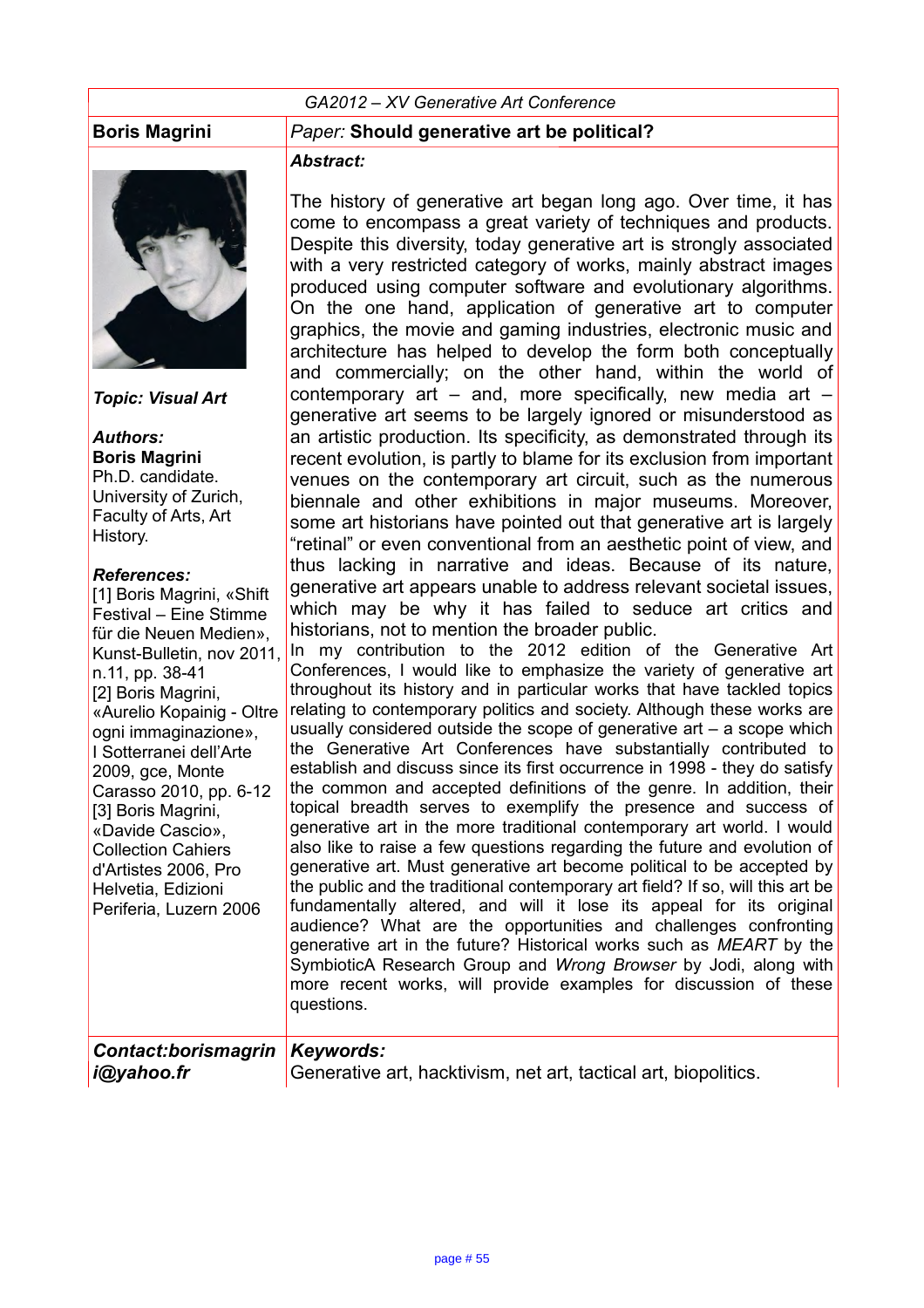*GA2012 – XV Generative Art Conference*

**Boris Magrini**

*Paper:* **Should generative art be political?**

***Topic: Visual Art***

***Authors:***
**Boris Magrini**
Ph.D. candidate.
University of Zurich,
Faculty of Arts, Art History.

***References:***
[1] Boris Magrini, «Shift Festival – Eine Stimme für die Neuen Medien», Kunst-Bulletin, nov 2011, n.11, pp. 38-41
[2] Boris Magrini, «Aurelio Kopainig - Oltre ogni immaginazione», I Sotterranei dell'Arte 2009, gce, Monte Carasso 2010, pp. 6-12
[3] Boris Magrini, «Davide Cascio», Collection Cahiers d'Artistes 2006, Pro Helvetia, Edizioni Periferia, Luzern 2006

***Abstract:***

The history of generative art began long ago. Over time, it has come to encompass a great variety of techniques and products. Despite this diversity, today generative art is strongly associated with a very restricted category of works, mainly abstract images produced using computer software and evolutionary algorithms. On the one hand, application of generative art to computer graphics, the movie and gaming industries, electronic music and architecture has helped to develop the form both conceptually and commercially; on the other hand, within the world of contemporary art – and, more specifically, new media art – generative art seems to be largely ignored or misunderstood as an artistic production. Its specificity, as demonstrated through its recent evolution, is partly to blame for its exclusion from important venues on the contemporary art circuit, such as the numerous biennale and other exhibitions in major museums. Moreover, some art historians have pointed out that generative art is largely "retinal" or even conventional from an aesthetic point of view, and thus lacking in narrative and ideas. Because of its nature, generative art appears unable to address relevant societal issues, which may be why it has failed to seduce art critics and historians, not to mention the broader public.
In my contribution to the 2012 edition of the Generative Art Conferences, I would like to emphasize the variety of generative art throughout its history and in particular works that have tackled topics relating to contemporary politics and society. Although these works are usually considered outside the scope of generative art – a scope which the Generative Art Conferences have substantially contributed to establish and discuss since its first occurrence in 1998 - they do satisfy the common and accepted definitions of the genre. In addition, their topical breadth serves to exemplify the presence and success of generative art in the more traditional contemporary art world. I would also like to raise a few questions regarding the future and evolution of generative art. Must generative art become political to be accepted by the public and the traditional contemporary art field? If so, will this art be fundamentally altered, and will it lose its appeal for its original audience? What are the opportunities and challenges confronting generative art in the future? Historical works such as *MEART* by the SymbioticA Research Group and *Wrong Browser* by Jodi, along with more recent works, will provide examples for discussion of these questions.

***Contact:borismagrini@yahoo.fr***

***Keywords:***
Generative art, hacktivism, net art, tactical art, biopolitics.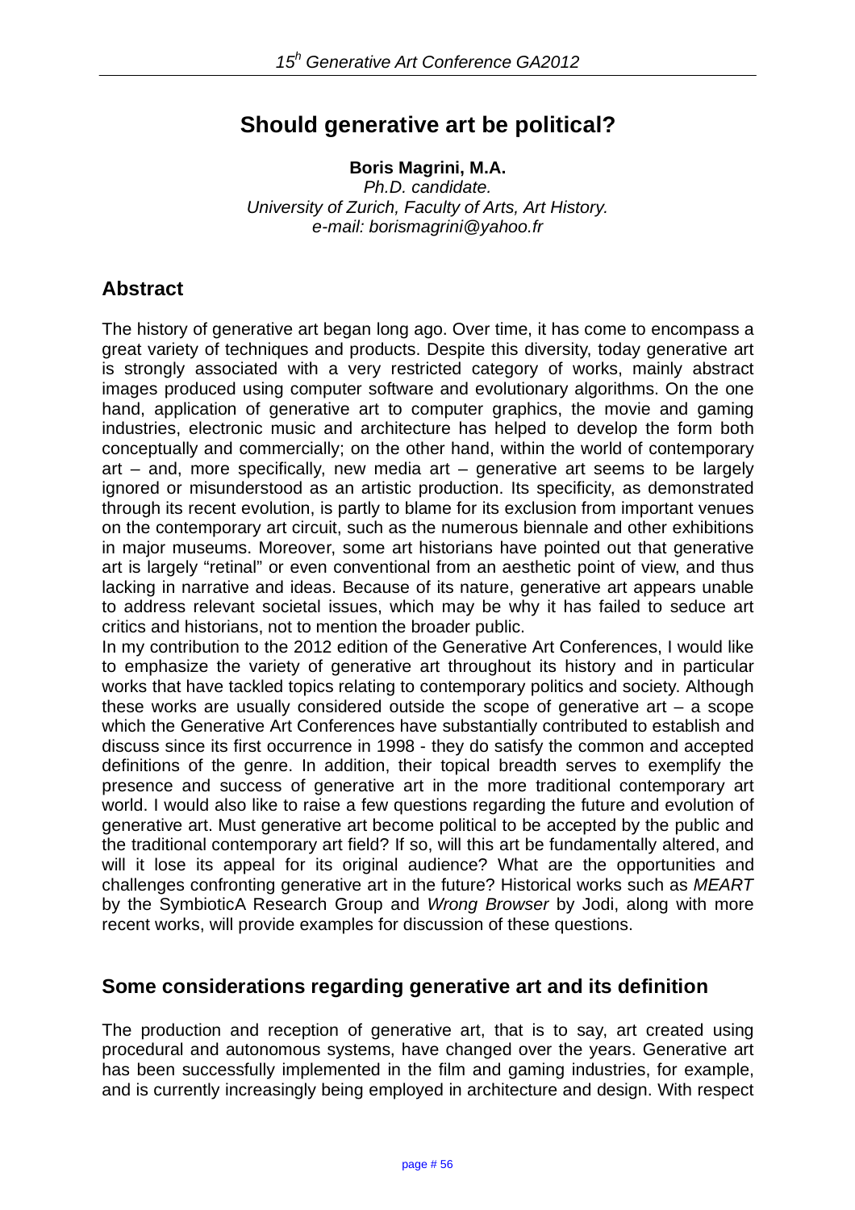# Should generative art be political?

**Boris Magrini, M.A.**

*Ph.D. candidate.*
*University of Zurich, Faculty of Arts, Art History.*
*e-mail: borismagrini@yahoo.fr*

## Abstract

The history of generative art began long ago. Over time, it has come to encompass a great variety of techniques and products. Despite this diversity, today generative art is strongly associated with a very restricted category of works, mainly abstract images produced using computer software and evolutionary algorithms. On the one hand, application of generative art to computer graphics, the movie and gaming industries, electronic music and architecture has helped to develop the form both conceptually and commercially; on the other hand, within the world of contemporary art – and, more specifically, new media art – generative art seems to be largely ignored or misunderstood as an artistic production. Its specificity, as demonstrated through its recent evolution, is partly to blame for its exclusion from important venues on the contemporary art circuit, such as the numerous biennale and other exhibitions in major museums. Moreover, some art historians have pointed out that generative art is largely "retinal" or even conventional from an aesthetic point of view, and thus lacking in narrative and ideas. Because of its nature, generative art appears unable to address relevant societal issues, which may be why it has failed to seduce art critics and historians, not to mention the broader public.

In my contribution to the 2012 edition of the Generative Art Conferences, I would like to emphasize the variety of generative art throughout its history and in particular works that have tackled topics relating to contemporary politics and society. Although these works are usually considered outside the scope of generative art – a scope which the Generative Art Conferences have substantially contributed to establish and discuss since its first occurrence in 1998 - they do satisfy the common and accepted definitions of the genre. In addition, their topical breadth serves to exemplify the presence and success of generative art in the more traditional contemporary art world. I would also like to raise a few questions regarding the future and evolution of generative art. Must generative art become political to be accepted by the public and the traditional contemporary art field? If so, will this art be fundamentally altered, and will it lose its appeal for its original audience? What are the opportunities and challenges confronting generative art in the future? Historical works such as *MEART* by the SymbioticA Research Group and *Wrong Browser* by Jodi, along with more recent works, will provide examples for discussion of these questions.

## Some considerations regarding generative art and its definition

The production and reception of generative art, that is to say, art created using procedural and autonomous systems, have changed over the years. Generative art has been successfully implemented in the film and gaming industries, for example, and is currently increasingly being employed in architecture and design. With respect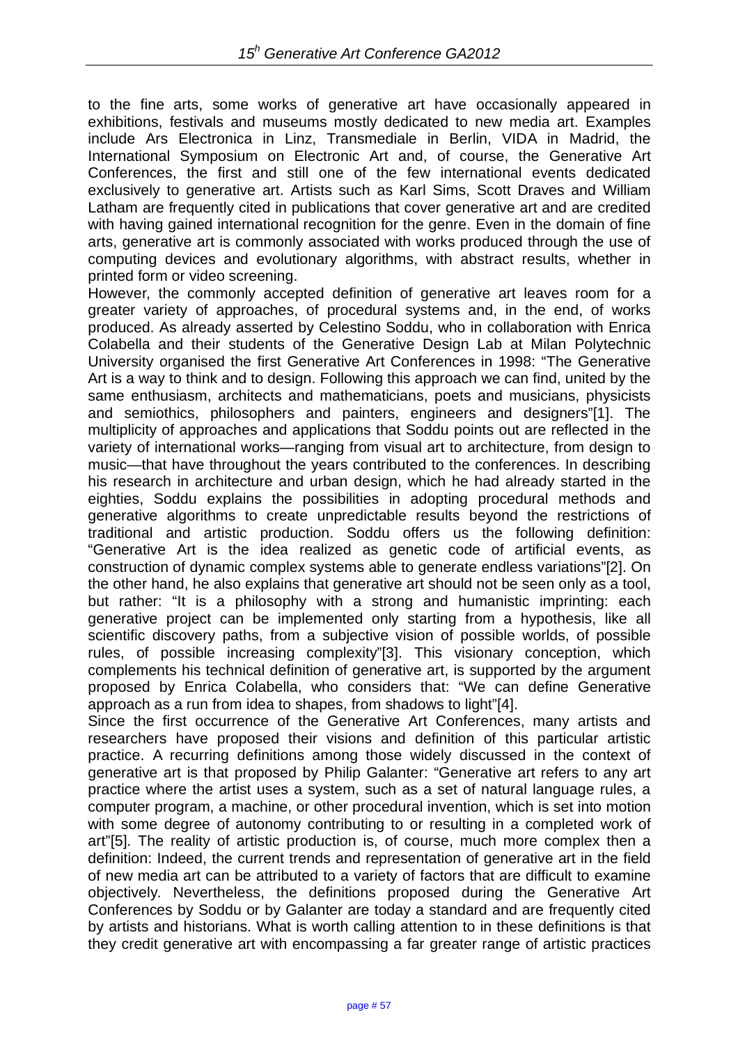to the fine arts, some works of generative art have occasionally appeared in exhibitions, festivals and museums mostly dedicated to new media art. Examples include Ars Electronica in Linz, Transmediale in Berlin, VIDA in Madrid, the International Symposium on Electronic Art and, of course, the Generative Art Conferences, the first and still one of the few international events dedicated exclusively to generative art. Artists such as Karl Sims, Scott Draves and William Latham are frequently cited in publications that cover generative art and are credited with having gained international recognition for the genre. Even in the domain of fine arts, generative art is commonly associated with works produced through the use of computing devices and evolutionary algorithms, with abstract results, whether in printed form or video screening.

However, the commonly accepted definition of generative art leaves room for a greater variety of approaches, of procedural systems and, in the end, of works produced. As already asserted by Celestino Soddu, who in collaboration with Enrica Colabella and their students of the Generative Design Lab at Milan Polytechnic University organised the first Generative Art Conferences in 1998: “The Generative Art is a way to think and to design. Following this approach we can find, united by the same enthusiasm, architects and mathematicians, poets and musicians, physicists and semiothics, philosophers and painters, engineers and designers”[1]. The multiplicity of approaches and applications that Soddu points out are reflected in the variety of international works—ranging from visual art to architecture, from design to music—that have throughout the years contributed to the conferences. In describing his research in architecture and urban design, which he had already started in the eighties, Soddu explains the possibilities in adopting procedural methods and generative algorithms to create unpredictable results beyond the restrictions of traditional and artistic production. Soddu offers us the following definition: “Generative Art is the idea realized as genetic code of artificial events, as construction of dynamic complex systems able to generate endless variations”[2]. On the other hand, he also explains that generative art should not be seen only as a tool, but rather: “It is a philosophy with a strong and humanistic imprinting: each generative project can be implemented only starting from a hypothesis, like all scientific discovery paths, from a subjective vision of possible worlds, of possible rules, of possible increasing complexity”[3]. This visionary conception, which complements his technical definition of generative art, is supported by the argument proposed by Enrica Colabella, who considers that: “We can define Generative approach as a run from idea to shapes, from shadows to light”[4].

Since the first occurrence of the Generative Art Conferences, many artists and researchers have proposed their visions and definition of this particular artistic practice. A recurring definitions among those widely discussed in the context of generative art is that proposed by Philip Galanter: “Generative art refers to any art practice where the artist uses a system, such as a set of natural language rules, a computer program, a machine, or other procedural invention, which is set into motion with some degree of autonomy contributing to or resulting in a completed work of art”[5]. The reality of artistic production is, of course, much more complex then a definition: Indeed, the current trends and representation of generative art in the field of new media art can be attributed to a variety of factors that are difficult to examine objectively. Nevertheless, the definitions proposed during the Generative Art Conferences by Soddu or by Galanter are today a standard and are frequently cited by artists and historians. What is worth calling attention to in these definitions is that they credit generative art with encompassing a far greater range of artistic practices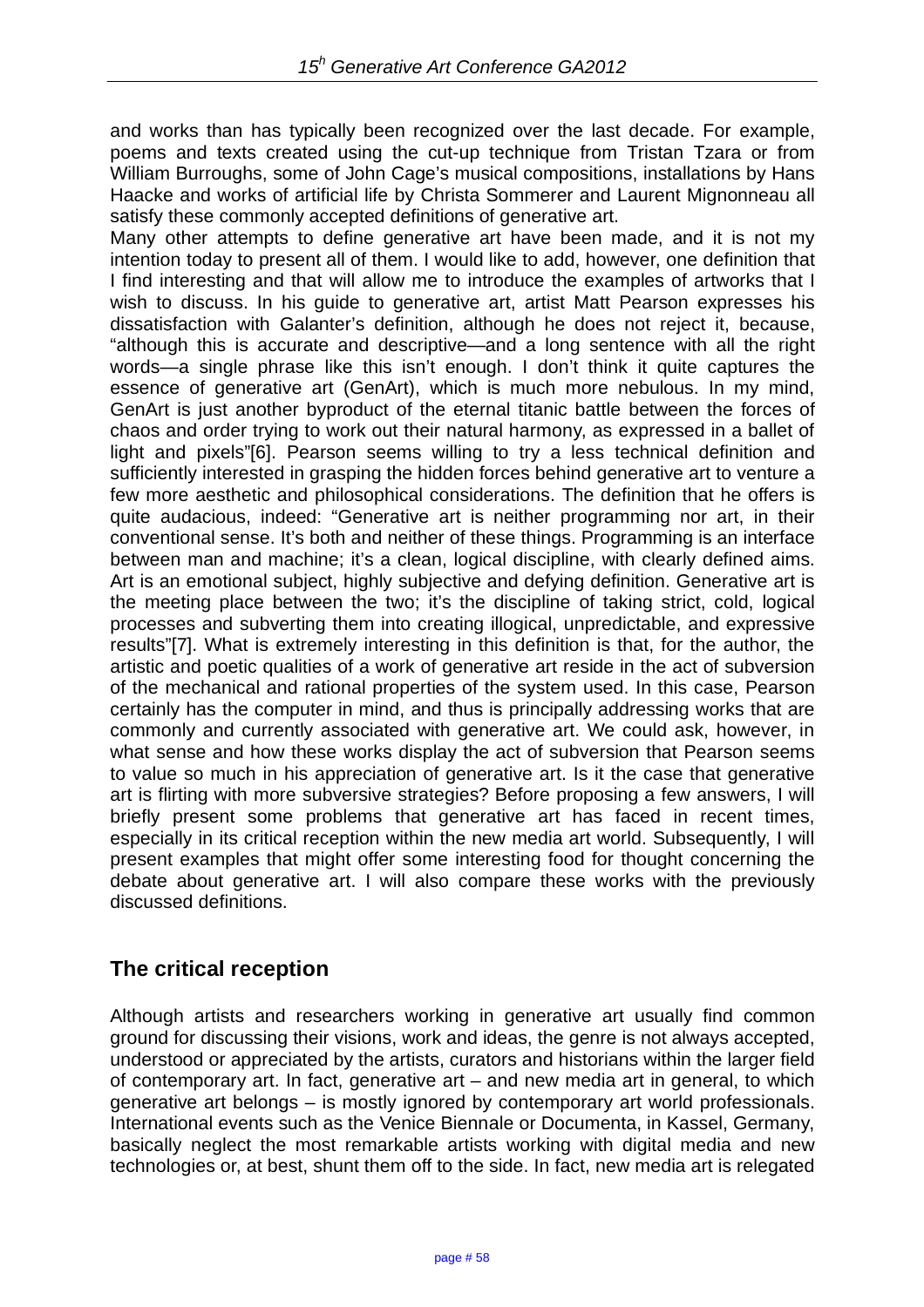and works than has typically been recognized over the last decade. For example, poems and texts created using the cut-up technique from Tristan Tzara or from William Burroughs, some of John Cage's musical compositions, installations by Hans Haacke and works of artificial life by Christa Sommerer and Laurent Mignonneau all satisfy these commonly accepted definitions of generative art.

Many other attempts to define generative art have been made, and it is not my intention today to present all of them. I would like to add, however, one definition that I find interesting and that will allow me to introduce the examples of artworks that I wish to discuss. In his guide to generative art, artist Matt Pearson expresses his dissatisfaction with Galanter's definition, although he does not reject it, because, "although this is accurate and descriptive—and a long sentence with all the right words—a single phrase like this isn't enough. I don't think it quite captures the essence of generative art (GenArt), which is much more nebulous. In my mind, GenArt is just another byproduct of the eternal titanic battle between the forces of chaos and order trying to work out their natural harmony, as expressed in a ballet of light and pixels"[6]. Pearson seems willing to try a less technical definition and sufficiently interested in grasping the hidden forces behind generative art to venture a few more aesthetic and philosophical considerations. The definition that he offers is quite audacious, indeed: "Generative art is neither programming nor art, in their conventional sense. It's both and neither of these things. Programming is an interface between man and machine; it's a clean, logical discipline, with clearly defined aims. Art is an emotional subject, highly subjective and defying definition. Generative art is the meeting place between the two; it's the discipline of taking strict, cold, logical processes and subverting them into creating illogical, unpredictable, and expressive results"[7]. What is extremely interesting in this definition is that, for the author, the artistic and poetic qualities of a work of generative art reside in the act of subversion of the mechanical and rational properties of the system used. In this case, Pearson certainly has the computer in mind, and thus is principally addressing works that are commonly and currently associated with generative art. We could ask, however, in what sense and how these works display the act of subversion that Pearson seems to value so much in his appreciation of generative art. Is it the case that generative art is flirting with more subversive strategies? Before proposing a few answers, I will briefly present some problems that generative art has faced in recent times, especially in its critical reception within the new media art world. Subsequently, I will present examples that might offer some interesting food for thought concerning the debate about generative art. I will also compare these works with the previously discussed definitions.

## The critical reception

Although artists and researchers working in generative art usually find common ground for discussing their visions, work and ideas, the genre is not always accepted, understood or appreciated by the artists, curators and historians within the larger field of contemporary art. In fact, generative art – and new media art in general, to which generative art belongs – is mostly ignored by contemporary art world professionals. International events such as the Venice Biennale or Documenta, in Kassel, Germany, basically neglect the most remarkable artists working with digital media and new technologies or, at best, shunt them off to the side. In fact, new media art is relegated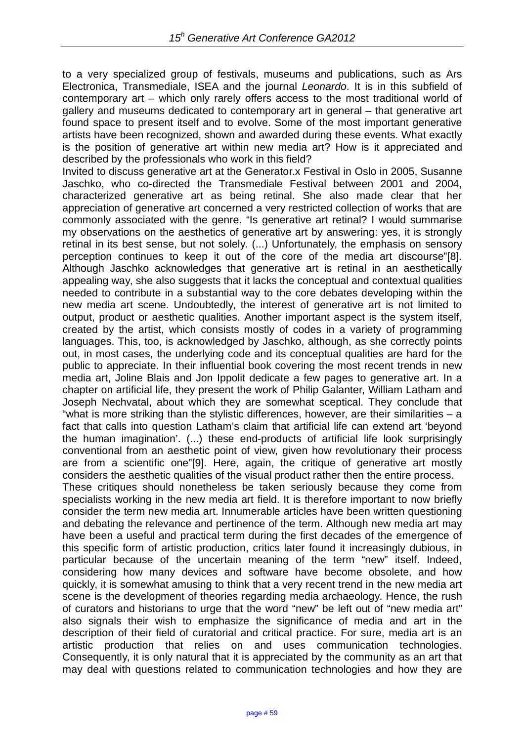to a very specialized group of festivals, museums and publications, such as Ars Electronica, Transmediale, ISEA and the journal *Leonardo*. It is in this subfield of contemporary art – which only rarely offers access to the most traditional world of gallery and museums dedicated to contemporary art in general – that generative art found space to present itself and to evolve. Some of the most important generative artists have been recognized, shown and awarded during these events. What exactly is the position of generative art within new media art? How is it appreciated and described by the professionals who work in this field?

Invited to discuss generative art at the Generator.x Festival in Oslo in 2005, Susanne Jaschko, who co-directed the Transmediale Festival between 2001 and 2004, characterized generative art as being retinal. She also made clear that her appreciation of generative art concerned a very restricted collection of works that are commonly associated with the genre. "Is generative art retinal? I would summarise my observations on the aesthetics of generative art by answering: yes, it is strongly retinal in its best sense, but not solely. (...) Unfortunately, the emphasis on sensory perception continues to keep it out of the core of the media art discourse"[8]. Although Jaschko acknowledges that generative art is retinal in an aesthetically appealing way, she also suggests that it lacks the conceptual and contextual qualities needed to contribute in a substantial way to the core debates developing within the new media art scene. Undoubtedly, the interest of generative art is not limited to output, product or aesthetic qualities. Another important aspect is the system itself, created by the artist, which consists mostly of codes in a variety of programming languages. This, too, is acknowledged by Jaschko, although, as she correctly points out, in most cases, the underlying code and its conceptual qualities are hard for the public to appreciate. In their influential book covering the most recent trends in new media art, Joline Blais and Jon Ippolit dedicate a few pages to generative art. In a chapter on artificial life, they present the work of Philip Galanter, William Latham and Joseph Nechvatal, about which they are somewhat sceptical. They conclude that "what is more striking than the stylistic differences, however, are their similarities – a fact that calls into question Latham's claim that artificial life can extend art 'beyond the human imagination'. (...) these end-products of artificial life look surprisingly conventional from an aesthetic point of view, given how revolutionary their process are from a scientific one"[9]. Here, again, the critique of generative art mostly considers the aesthetic qualities of the visual product rather then the entire process.

These critiques should nonetheless be taken seriously because they come from specialists working in the new media art field. It is therefore important to now briefly consider the term new media art. Innumerable articles have been written questioning and debating the relevance and pertinence of the term. Although new media art may have been a useful and practical term during the first decades of the emergence of this specific form of artistic production, critics later found it increasingly dubious, in particular because of the uncertain meaning of the term "new" itself. Indeed, considering how many devices and software have become obsolete, and how quickly, it is somewhat amusing to think that a very recent trend in the new media art scene is the development of theories regarding media archaeology. Hence, the rush of curators and historians to urge that the word "new" be left out of "new media art" also signals their wish to emphasize the significance of media and art in the description of their field of curatorial and critical practice. For sure, media art is an artistic production that relies on and uses communication technologies. Consequently, it is only natural that it is appreciated by the community as an art that may deal with questions related to communication technologies and how they are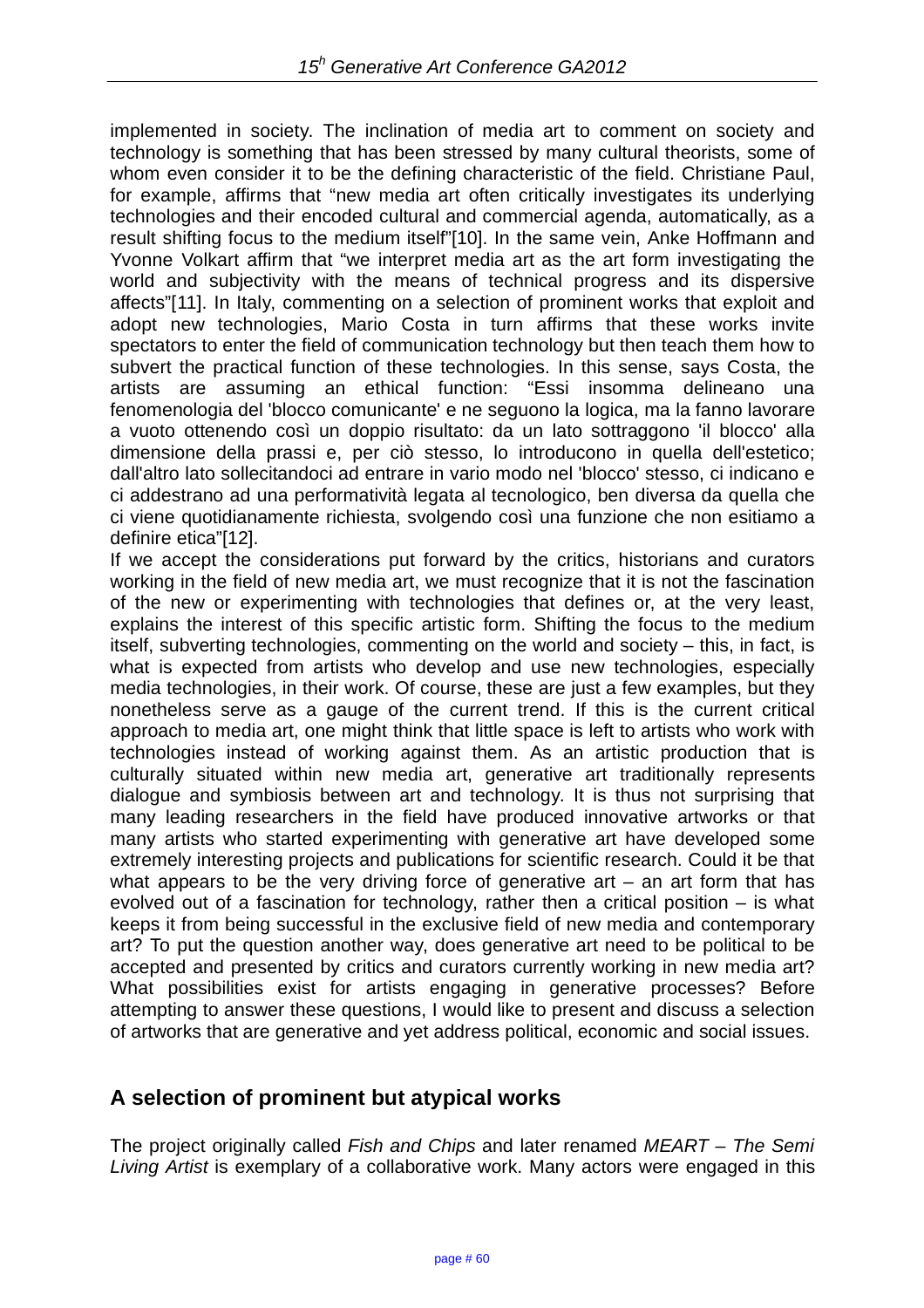implemented in society. The inclination of media art to comment on society and technology is something that has been stressed by many cultural theorists, some of whom even consider it to be the defining characteristic of the field. Christiane Paul, for example, affirms that "new media art often critically investigates its underlying technologies and their encoded cultural and commercial agenda, automatically, as a result shifting focus to the medium itself"[10]. In the same vein, Anke Hoffmann and Yvonne Volkart affirm that "we interpret media art as the art form investigating the world and subjectivity with the means of technical progress and its dispersive affects"[11]. In Italy, commenting on a selection of prominent works that exploit and adopt new technologies, Mario Costa in turn affirms that these works invite spectators to enter the field of communication technology but then teach them how to subvert the practical function of these technologies. In this sense, says Costa, the artists are assuming an ethical function: "Essi insomma delineano una fenomenologia del 'blocco comunicante' e ne seguono la logica, ma la fanno lavorare a vuoto ottenendo così un doppio risultato: da un lato sottraggono 'il blocco' alla dimensione della prassi e, per ciò stesso, lo introducono in quella dell'estetico; dall'altro lato sollecitandoci ad entrare in vario modo nel 'blocco' stesso, ci indicano e ci addestrano ad una performatività legata al tecnologico, ben diversa da quella che ci viene quotidianamente richiesta, svolgendo così una funzione che non esitiamo a definire etica"[12].

If we accept the considerations put forward by the critics, historians and curators working in the field of new media art, we must recognize that it is not the fascination of the new or experimenting with technologies that defines or, at the very least, explains the interest of this specific artistic form. Shifting the focus to the medium itself, subverting technologies, commenting on the world and society – this, in fact, is what is expected from artists who develop and use new technologies, especially media technologies, in their work. Of course, these are just a few examples, but they nonetheless serve as a gauge of the current trend. If this is the current critical approach to media art, one might think that little space is left to artists who work with technologies instead of working against them. As an artistic production that is culturally situated within new media art, generative art traditionally represents dialogue and symbiosis between art and technology. It is thus not surprising that many leading researchers in the field have produced innovative artworks or that many artists who started experimenting with generative art have developed some extremely interesting projects and publications for scientific research. Could it be that what appears to be the very driving force of generative art – an art form that has evolved out of a fascination for technology, rather then a critical position – is what keeps it from being successful in the exclusive field of new media and contemporary art? To put the question another way, does generative art need to be political to be accepted and presented by critics and curators currently working in new media art? What possibilities exist for artists engaging in generative processes? Before attempting to answer these questions, I would like to present and discuss a selection of artworks that are generative and yet address political, economic and social issues.

## A selection of prominent but atypical works

The project originally called *Fish and Chips* and later renamed *MEART – The Semi Living Artist* is exemplary of a collaborative work. Many actors were engaged in this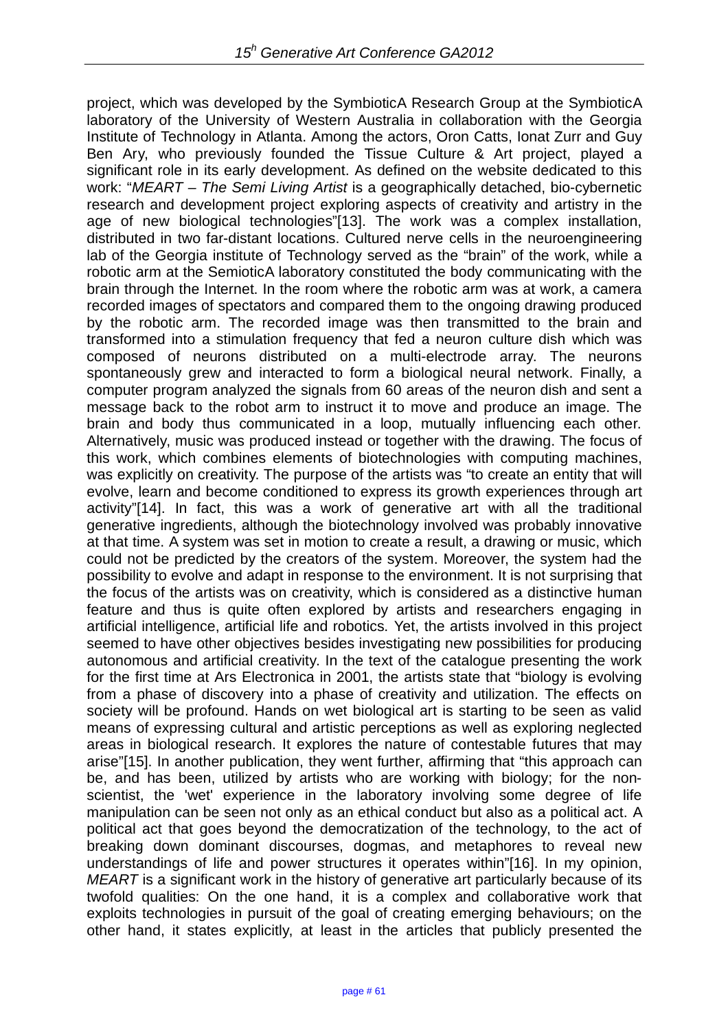project, which was developed by the SymbioticA Research Group at the SymbioticA laboratory of the University of Western Australia in collaboration with the Georgia Institute of Technology in Atlanta. Among the actors, Oron Catts, Ionat Zurr and Guy Ben Ary, who previously founded the Tissue Culture & Art project, played a significant role in its early development. As defined on the website dedicated to this work: "*MEART – The Semi Living Artist* is a geographically detached, bio-cybernetic research and development project exploring aspects of creativity and artistry in the age of new biological technologies"[13]. The work was a complex installation, distributed in two far-distant locations. Cultured nerve cells in the neuroengineering lab of the Georgia institute of Technology served as the "brain" of the work, while a robotic arm at the SemioticA laboratory constituted the body communicating with the brain through the Internet. In the room where the robotic arm was at work, a camera recorded images of spectators and compared them to the ongoing drawing produced by the robotic arm. The recorded image was then transmitted to the brain and transformed into a stimulation frequency that fed a neuron culture dish which was composed of neurons distributed on a multi-electrode array. The neurons spontaneously grew and interacted to form a biological neural network. Finally, a computer program analyzed the signals from 60 areas of the neuron dish and sent a message back to the robot arm to instruct it to move and produce an image. The brain and body thus communicated in a loop, mutually influencing each other. Alternatively, music was produced instead or together with the drawing. The focus of this work, which combines elements of biotechnologies with computing machines, was explicitly on creativity. The purpose of the artists was "to create an entity that will evolve, learn and become conditioned to express its growth experiences through art activity"[14]. In fact, this was a work of generative art with all the traditional generative ingredients, although the biotechnology involved was probably innovative at that time. A system was set in motion to create a result, a drawing or music, which could not be predicted by the creators of the system. Moreover, the system had the possibility to evolve and adapt in response to the environment. It is not surprising that the focus of the artists was on creativity, which is considered as a distinctive human feature and thus is quite often explored by artists and researchers engaging in artificial intelligence, artificial life and robotics. Yet, the artists involved in this project seemed to have other objectives besides investigating new possibilities for producing autonomous and artificial creativity. In the text of the catalogue presenting the work for the first time at Ars Electronica in 2001, the artists state that "biology is evolving from a phase of discovery into a phase of creativity and utilization. The effects on society will be profound. Hands on wet biological art is starting to be seen as valid means of expressing cultural and artistic perceptions as well as exploring neglected areas in biological research. It explores the nature of contestable futures that may arise"[15]. In another publication, they went further, affirming that "this approach can be, and has been, utilized by artists who are working with biology; for the non-scientist, the 'wet' experience in the laboratory involving some degree of life manipulation can be seen not only as an ethical conduct but also as a political act. A political act that goes beyond the democratization of the technology, to the act of breaking down dominant discourses, dogmas, and metaphores to reveal new understandings of life and power structures it operates within"[16]. In my opinion, *MEART* is a significant work in the history of generative art particularly because of its twofold qualities: On the one hand, it is a complex and collaborative work that exploits technologies in pursuit of the goal of creating emerging behaviours; on the other hand, it states explicitly, at least in the articles that publicly presented the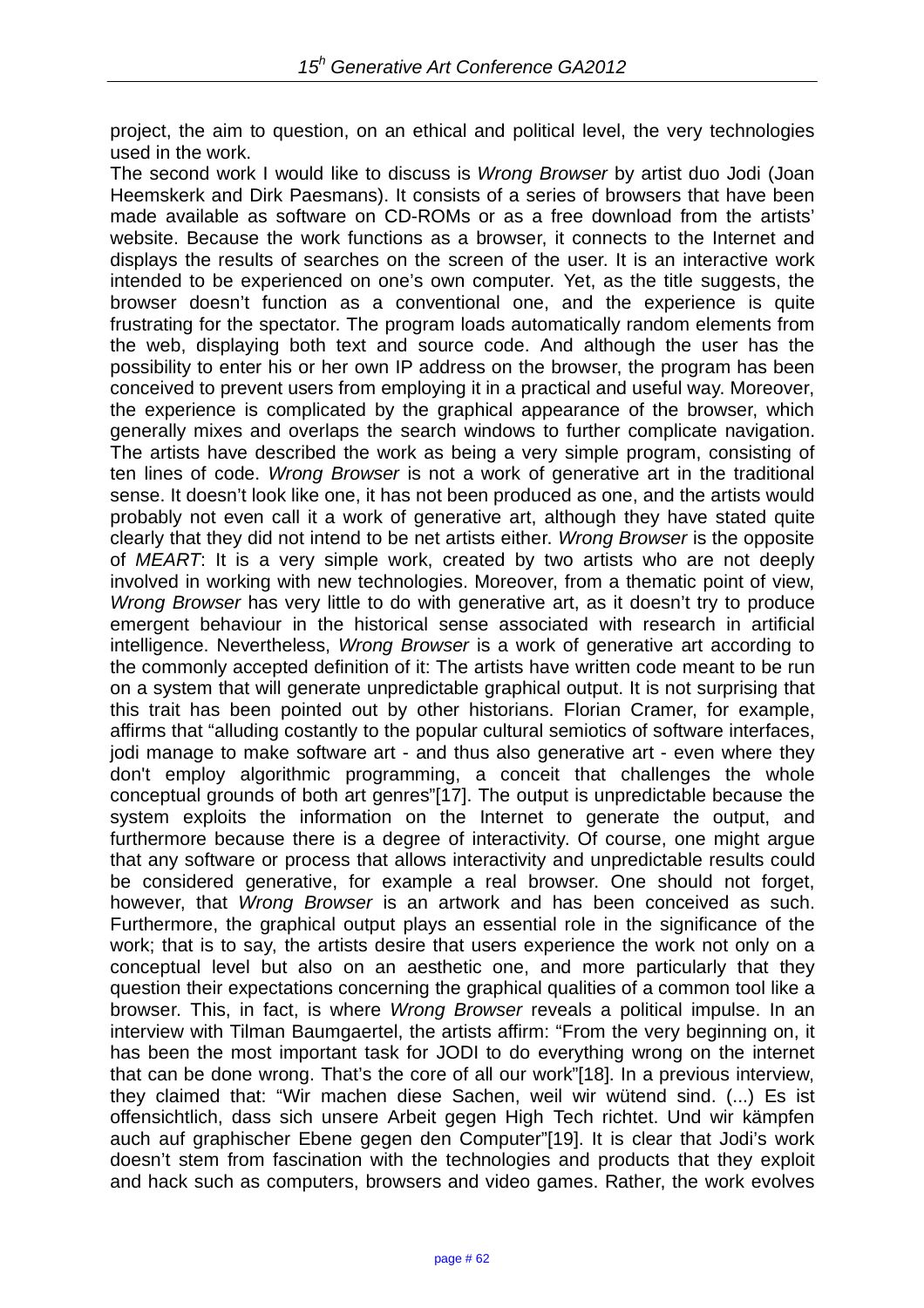project, the aim to question, on an ethical and political level, the very technologies used in the work.

The second work I would like to discuss is *Wrong Browser* by artist duo Jodi (Joan Heemskerk and Dirk Paesmans). It consists of a series of browsers that have been made available as software on CD-ROMs or as a free download from the artists' website. Because the work functions as a browser, it connects to the Internet and displays the results of searches on the screen of the user. It is an interactive work intended to be experienced on one's own computer. Yet, as the title suggests, the browser doesn't function as a conventional one, and the experience is quite frustrating for the spectator. The program loads automatically random elements from the web, displaying both text and source code. And although the user has the possibility to enter his or her own IP address on the browser, the program has been conceived to prevent users from employing it in a practical and useful way. Moreover, the experience is complicated by the graphical appearance of the browser, which generally mixes and overlaps the search windows to further complicate navigation. The artists have described the work as being a very simple program, consisting of ten lines of code. *Wrong Browser* is not a work of generative art in the traditional sense. It doesn't look like one, it has not been produced as one, and the artists would probably not even call it a work of generative art, although they have stated quite clearly that they did not intend to be net artists either. *Wrong Browser* is the opposite of *MEART*: It is a very simple work, created by two artists who are not deeply involved in working with new technologies. Moreover, from a thematic point of view, *Wrong Browser* has very little to do with generative art, as it doesn't try to produce emergent behaviour in the historical sense associated with research in artificial intelligence. Nevertheless, *Wrong Browser* is a work of generative art according to the commonly accepted definition of it: The artists have written code meant to be run on a system that will generate unpredictable graphical output. It is not surprising that this trait has been pointed out by other historians. Florian Cramer, for example, affirms that "alluding costantly to the popular cultural semiotics of software interfaces, jodi manage to make software art - and thus also generative art - even where they don't employ algorithmic programming, a conceit that challenges the whole conceptual grounds of both art genres"[17]. The output is unpredictable because the system exploits the information on the Internet to generate the output, and furthermore because there is a degree of interactivity. Of course, one might argue that any software or process that allows interactivity and unpredictable results could be considered generative, for example a real browser. One should not forget, however, that *Wrong Browser* is an artwork and has been conceived as such. Furthermore, the graphical output plays an essential role in the significance of the work; that is to say, the artists desire that users experience the work not only on a conceptual level but also on an aesthetic one, and more particularly that they question their expectations concerning the graphical qualities of a common tool like a browser. This, in fact, is where *Wrong Browser* reveals a political impulse. In an interview with Tilman Baumgaertel, the artists affirm: "From the very beginning on, it has been the most important task for JODI to do everything wrong on the internet that can be done wrong. That's the core of all our work"[18]. In a previous interview, they claimed that: "Wir machen diese Sachen, weil wir wütend sind. (...) Es ist offensichtlich, dass sich unsere Arbeit gegen High Tech richtet. Und wir kämpfen auch auf graphischer Ebene gegen den Computer"[19]. It is clear that Jodi's work doesn't stem from fascination with the technologies and products that they exploit and hack such as computers, browsers and video games. Rather, the work evolves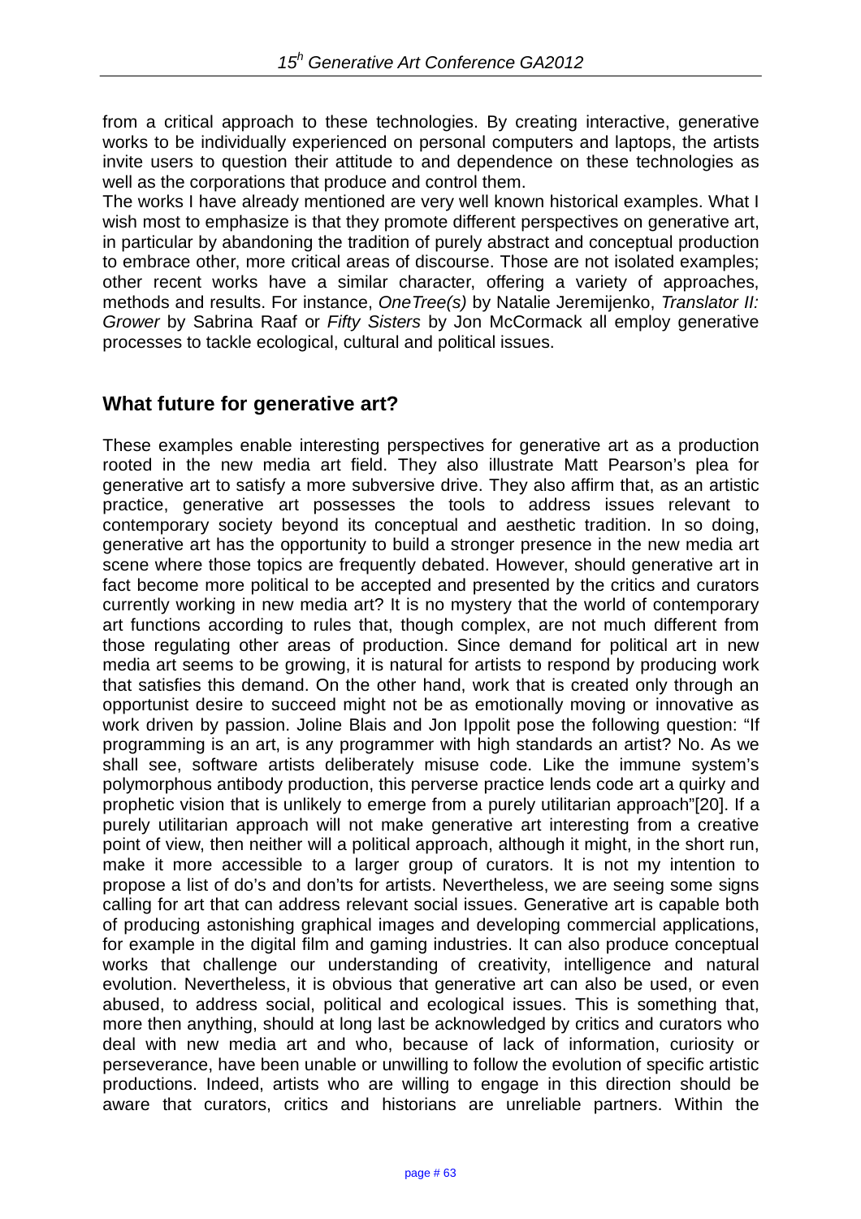from a critical approach to these technologies. By creating interactive, generative works to be individually experienced on personal computers and laptops, the artists invite users to question their attitude to and dependence on these technologies as well as the corporations that produce and control them.

The works I have already mentioned are very well known historical examples. What I wish most to emphasize is that they promote different perspectives on generative art, in particular by abandoning the tradition of purely abstract and conceptual production to embrace other, more critical areas of discourse. Those are not isolated examples; other recent works have a similar character, offering a variety of approaches, methods and results. For instance, *OneTree(s)* by Natalie Jeremijenko, *Translator II: Grower* by Sabrina Raaf or *Fifty Sisters* by Jon McCormack all employ generative processes to tackle ecological, cultural and political issues.

## What future for generative art?

These examples enable interesting perspectives for generative art as a production rooted in the new media art field. They also illustrate Matt Pearson's plea for generative art to satisfy a more subversive drive. They also affirm that, as an artistic practice, generative art possesses the tools to address issues relevant to contemporary society beyond its conceptual and aesthetic tradition. In so doing, generative art has the opportunity to build a stronger presence in the new media art scene where those topics are frequently debated. However, should generative art in fact become more political to be accepted and presented by the critics and curators currently working in new media art? It is no mystery that the world of contemporary art functions according to rules that, though complex, are not much different from those regulating other areas of production. Since demand for political art in new media art seems to be growing, it is natural for artists to respond by producing work that satisfies this demand. On the other hand, work that is created only through an opportunist desire to succeed might not be as emotionally moving or innovative as work driven by passion. Joline Blais and Jon Ippolit pose the following question: "If programming is an art, is any programmer with high standards an artist? No. As we shall see, software artists deliberately misuse code. Like the immune system's polymorphous antibody production, this perverse practice lends code art a quirky and prophetic vision that is unlikely to emerge from a purely utilitarian approach"[20]. If a purely utilitarian approach will not make generative art interesting from a creative point of view, then neither will a political approach, although it might, in the short run, make it more accessible to a larger group of curators. It is not my intention to propose a list of do's and don'ts for artists. Nevertheless, we are seeing some signs calling for art that can address relevant social issues. Generative art is capable both of producing astonishing graphical images and developing commercial applications, for example in the digital film and gaming industries. It can also produce conceptual works that challenge our understanding of creativity, intelligence and natural evolution. Nevertheless, it is obvious that generative art can also be used, or even abused, to address social, political and ecological issues. This is something that, more then anything, should at long last be acknowledged by critics and curators who deal with new media art and who, because of lack of information, curiosity or perseverance, have been unable or unwilling to follow the evolution of specific artistic productions. Indeed, artists who are willing to engage in this direction should be aware that curators, critics and historians are unreliable partners. Within the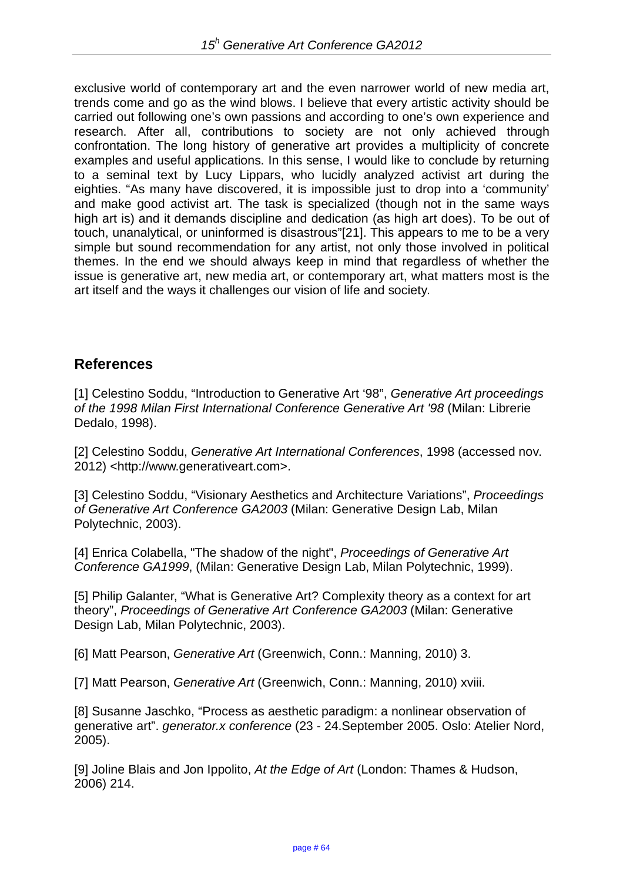exclusive world of contemporary art and the even narrower world of new media art, trends come and go as the wind blows. I believe that every artistic activity should be carried out following one's own passions and according to one's own experience and research. After all, contributions to society are not only achieved through confrontation. The long history of generative art provides a multiplicity of concrete examples and useful applications. In this sense, I would like to conclude by returning to a seminal text by Lucy Lippars, who lucidly analyzed activist art during the eighties. "As many have discovered, it is impossible just to drop into a 'community' and make good activist art. The task is specialized (though not in the same ways high art is) and it demands discipline and dedication (as high art does). To be out of touch, unanalytical, or uninformed is disastrous"[21]. This appears to me to be a very simple but sound recommendation for any artist, not only those involved in political themes. In the end we should always keep in mind that regardless of whether the issue is generative art, new media art, or contemporary art, what matters most is the art itself and the ways it challenges our vision of life and society.

## References

[1] Celestino Soddu, "Introduction to Generative Art '98", *Generative Art proceedings of the 1998 Milan First International Conference Generative Art '98* (Milan: Librerie Dedalo, 1998).

[2] Celestino Soddu, *Generative Art International Conferences*, 1998 (accessed nov. 2012) <http://www.generativeart.com>.

[3] Celestino Soddu, "Visionary Aesthetics and Architecture Variations", *Proceedings of Generative Art Conference GA2003* (Milan: Generative Design Lab, Milan Polytechnic, 2003).

[4] Enrica Colabella, "The shadow of the night", *Proceedings of Generative Art Conference GA1999*, (Milan: Generative Design Lab, Milan Polytechnic, 1999).

[5] Philip Galanter, "What is Generative Art? Complexity theory as a context for art theory", *Proceedings of Generative Art Conference GA2003* (Milan: Generative Design Lab, Milan Polytechnic, 2003).

[6] Matt Pearson, *Generative Art* (Greenwich, Conn.: Manning, 2010) 3.

[7] Matt Pearson, *Generative Art* (Greenwich, Conn.: Manning, 2010) xviii.

[8] Susanne Jaschko, "Process as aesthetic paradigm: a nonlinear observation of generative art". *generator.x conference* (23 - 24.September 2005. Oslo: Atelier Nord, 2005).

[9] Joline Blais and Jon Ippolito, *At the Edge of Art* (London: Thames & Hudson, 2006) 214.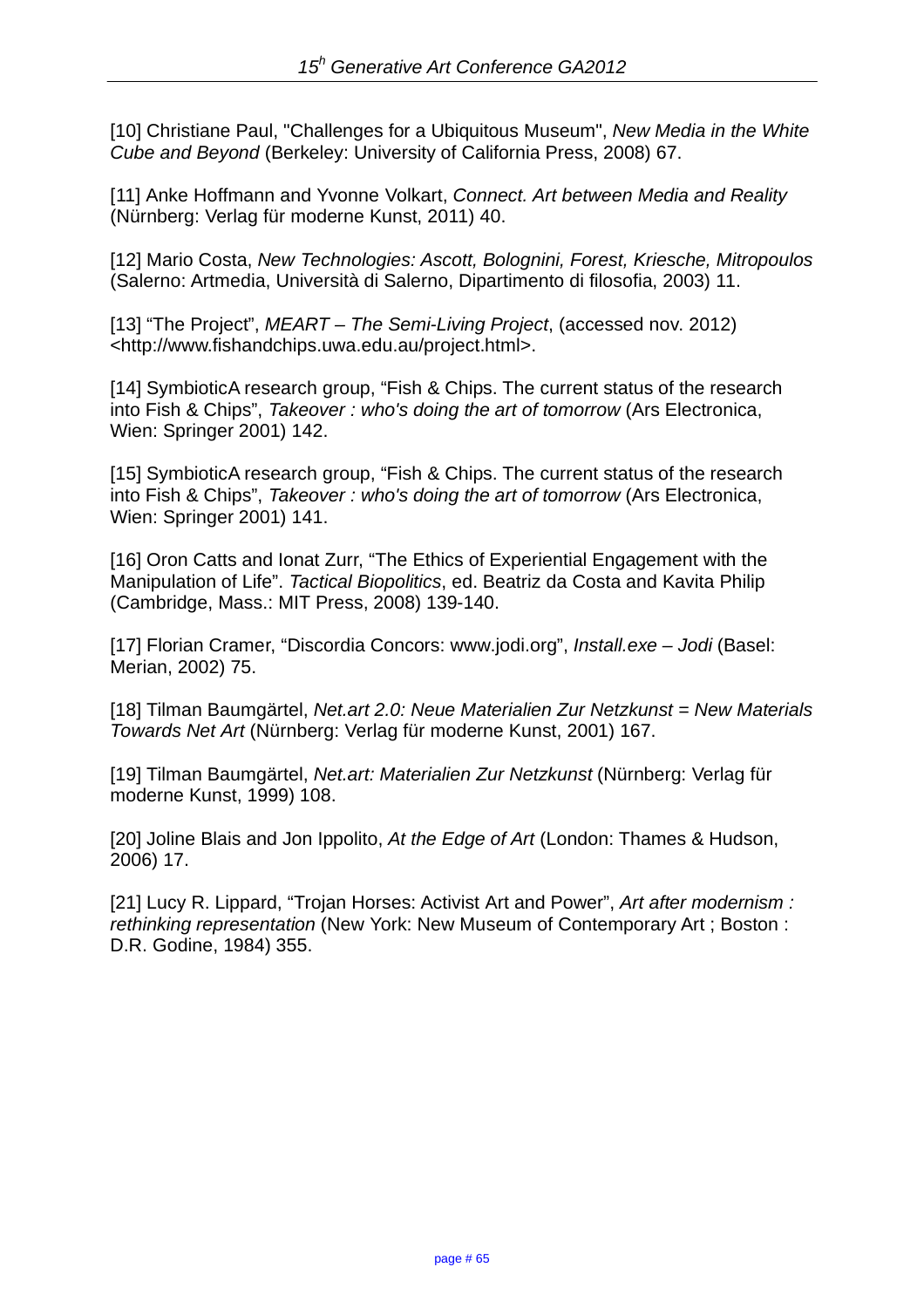[10] Christiane Paul, "Challenges for a Ubiquitous Museum", *New Media in the White Cube and Beyond* (Berkeley: University of California Press, 2008) 67.

[11] Anke Hoffmann and Yvonne Volkart, *Connect. Art between Media and Reality* (Nürnberg: Verlag für moderne Kunst, 2011) 40.

[12] Mario Costa, *New Technologies: Ascott, Bolognini, Forest, Kriesche, Mitropoulos* (Salerno: Artmedia, Università di Salerno, Dipartimento di filosofia, 2003) 11.

[13] “The Project”, *MEART – The Semi-Living Project*, (accessed nov. 2012) <http://www.fishandchips.uwa.edu.au/project.html>.

[14] SymbioticA research group, “Fish & Chips. The current status of the research into Fish & Chips”, *Takeover : who's doing the art of tomorrow* (Ars Electronica, Wien: Springer 2001) 142.

[15] SymbioticA research group, “Fish & Chips. The current status of the research into Fish & Chips”, *Takeover : who's doing the art of tomorrow* (Ars Electronica, Wien: Springer 2001) 141.

[16] Oron Catts and Ionat Zurr, “The Ethics of Experiential Engagement with the Manipulation of Life”. *Tactical Biopolitics*, ed. Beatriz da Costa and Kavita Philip (Cambridge, Mass.: MIT Press, 2008) 139-140.

[17] Florian Cramer, “Discordia Concors: www.jodi.org”, *Install.exe – Jodi* (Basel: Merian, 2002) 75.

[18] Tilman Baumgärtel, *Net.art 2.0: Neue Materialien Zur Netzkunst = New Materials Towards Net Art* (Nürnberg: Verlag für moderne Kunst, 2001) 167.

[19] Tilman Baumgärtel, *Net.art: Materialien Zur Netzkunst* (Nürnberg: Verlag für moderne Kunst, 1999) 108.

[20] Joline Blais and Jon Ippolito, *At the Edge of Art* (London: Thames & Hudson, 2006) 17.

[21] Lucy R. Lippard, “Trojan Horses: Activist Art and Power”, *Art after modernism : rethinking representation* (New York: New Museum of Contemporary Art ; Boston : D.R. Godine, 1984) 355.